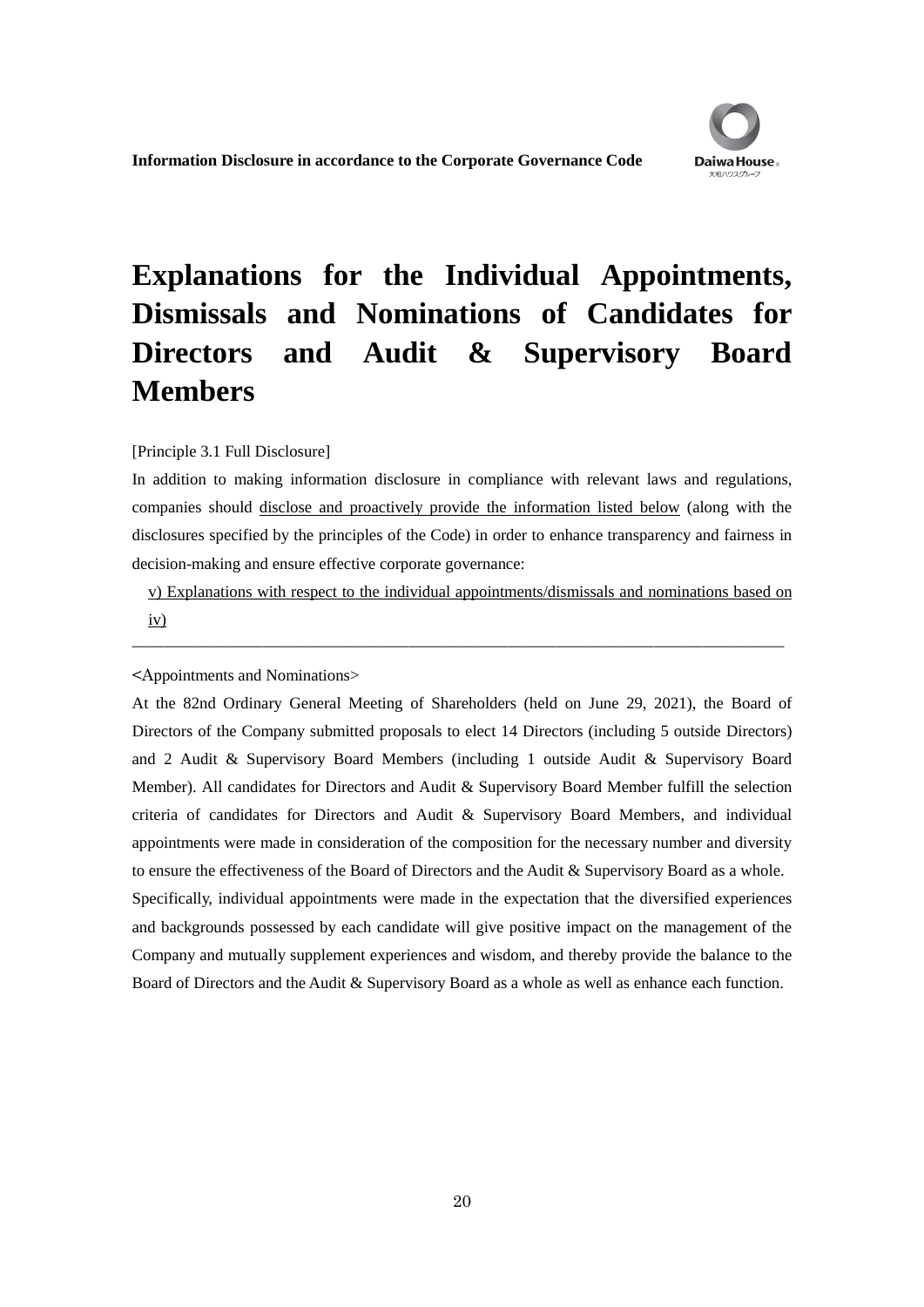# Explanations for the Individual Appointments, Dismissals and Nominations of Candidates for Directors and Audit & Supervisory Board Members

[Principle 3.1 Full Disclosure]

In addition to making information disclosure in compliance with relevant laws and regulations, companies should disclose and proactively provide the information listed below (along with the disclosures specified by the principles of the Code) in order to enhance transparency and fairness in decision-making and ensure effective corporate governance:

v) Explanations with respect to the individual appointments/dismissals and nominations based on iv)

---

<Appointments and Nominations>

At the 82nd Ordinary General Meeting of Shareholders (held on June 29, 2021), the Board of Directors of the Company submitted proposals to elect 14 Directors (including 5 outside Directors) and 2 Audit & Supervisory Board Members (including 1 outside Audit & Supervisory Board Member). All candidates for Directors and Audit & Supervisory Board Member fulfill the selection criteria of candidates for Directors and Audit & Supervisory Board Members, and individual appointments were made in consideration of the composition for the necessary number and diversity to ensure the effectiveness of the Board of Directors and the Audit & Supervisory Board as a whole.

Specifically, individual appointments were made in the expectation that the diversified experiences and backgrounds possessed by each candidate will give positive impact on the management of the Company and mutually supplement experiences and wisdom, and thereby provide the balance to the Board of Directors and the Audit & Supervisory Board as a whole as well as enhance each function.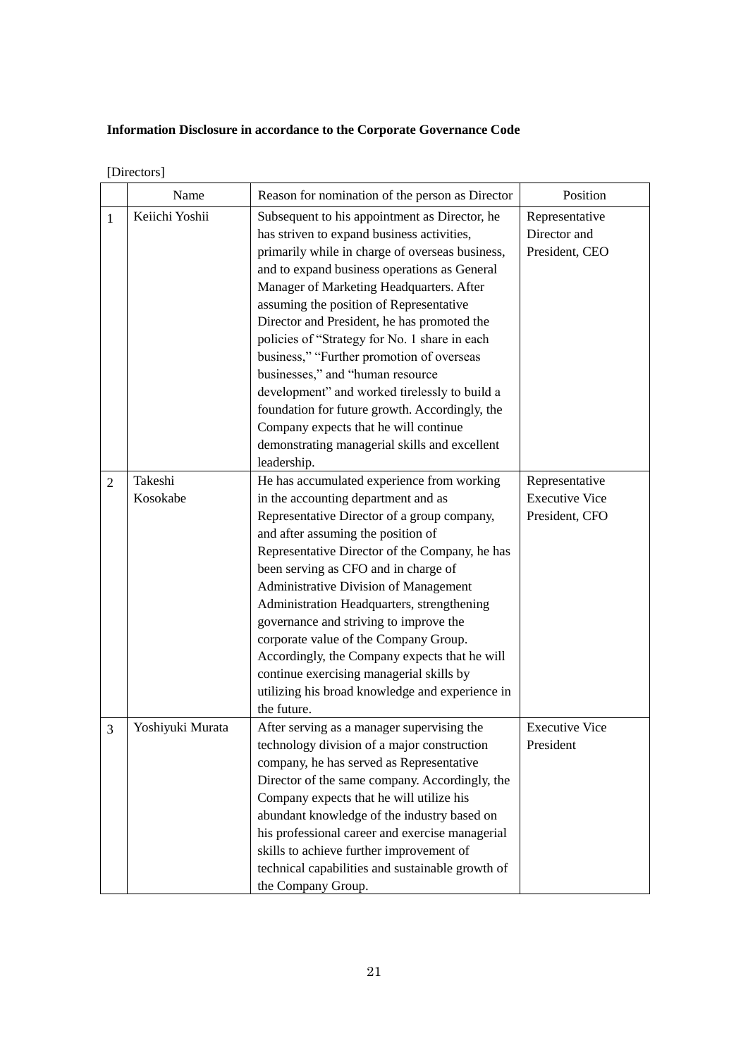**Information Disclosure in accordance to the Corporate Governance Code**

[Directors]

| | Name | Reason for nomination of the person as Director | Position |
|---|---|---|---|
| 1 | Keiichi Yoshii | Subsequent to his appointment as Director, he has striven to expand business activities, primarily while in charge of overseas business, and to expand business operations as General Manager of Marketing Headquarters. After assuming the position of Representative Director and President, he has promoted the policies of "Strategy for No. 1 share in each business," "Further promotion of overseas businesses," and "human resource development" and worked tirelessly to build a foundation for future growth. Accordingly, the Company expects that he will continue demonstrating managerial skills and excellent leadership. | Representative Director and President, CEO |
| 2 | Takeshi Kosokabe | He has accumulated experience from working in the accounting department and as Representative Director of a group company, and after assuming the position of Representative Director of the Company, he has been serving as CFO and in charge of Administrative Division of Management Administration Headquarters, strengthening governance and striving to improve the corporate value of the Company Group. Accordingly, the Company expects that he will continue exercising managerial skills by utilizing his broad knowledge and experience in the future. | Representative Executive Vice President, CFO |
| 3 | Yoshiyuki Murata | After serving as a manager supervising the technology division of a major construction company, he has served as Representative Director of the same company. Accordingly, the Company expects that he will utilize his abundant knowledge of the industry based on his professional career and exercise managerial skills to achieve further improvement of technical capabilities and sustainable growth of the Company Group. | Executive Vice President |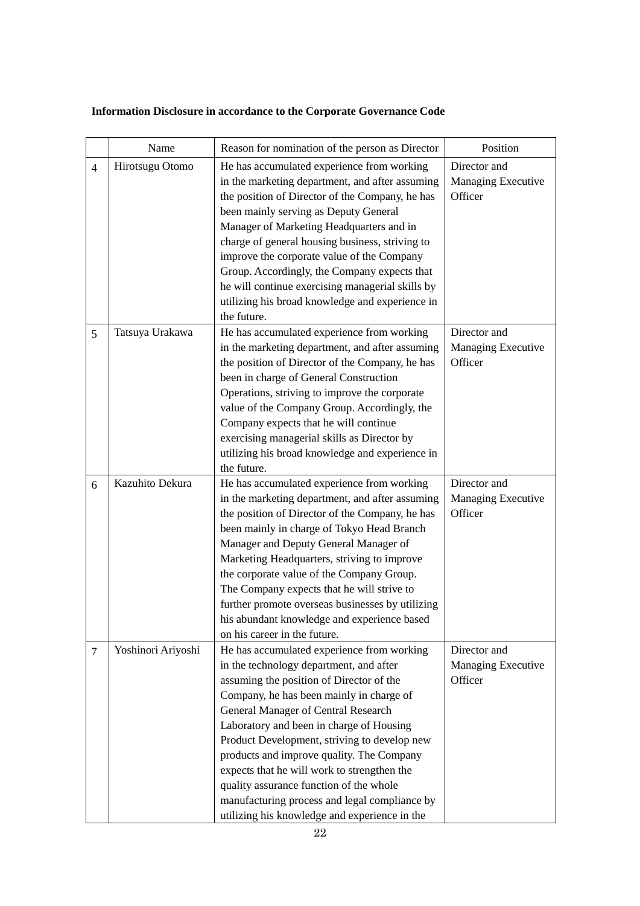**Information Disclosure in accordance to the Corporate Governance Code**

| | Name | Reason for nomination of the person as Director | Position |
|---|---|---|---|
| 4 | Hirotsugu Otomo | He has accumulated experience from working in the marketing department, and after assuming the position of Director of the Company, he has been mainly serving as Deputy General Manager of Marketing Headquarters and in charge of general housing business, striving to improve the corporate value of the Company Group. Accordingly, the Company expects that he will continue exercising managerial skills by utilizing his broad knowledge and experience in the future. | Director and Managing Executive Officer |
| 5 | Tatsuya Urakawa | He has accumulated experience from working in the marketing department, and after assuming the position of Director of the Company, he has been in charge of General Construction Operations, striving to improve the corporate value of the Company Group. Accordingly, the Company expects that he will continue exercising managerial skills as Director by utilizing his broad knowledge and experience in the future. | Director and Managing Executive Officer |
| 6 | Kazuhito Dekura | He has accumulated experience from working in the marketing department, and after assuming the position of Director of the Company, he has been mainly in charge of Tokyo Head Branch Manager and Deputy General Manager of Marketing Headquarters, striving to improve the corporate value of the Company Group. The Company expects that he will strive to further promote overseas businesses by utilizing his abundant knowledge and experience based on his career in the future. | Director and Managing Executive Officer |
| 7 | Yoshinori Ariyoshi | He has accumulated experience from working in the technology department, and after assuming the position of Director of the Company, he has been mainly in charge of General Manager of Central Research Laboratory and been in charge of Housing Product Development, striving to develop new products and improve quality. The Company expects that he will work to strengthen the quality assurance function of the whole manufacturing process and legal compliance by utilizing his knowledge and experience in the | Director and Managing Executive Officer |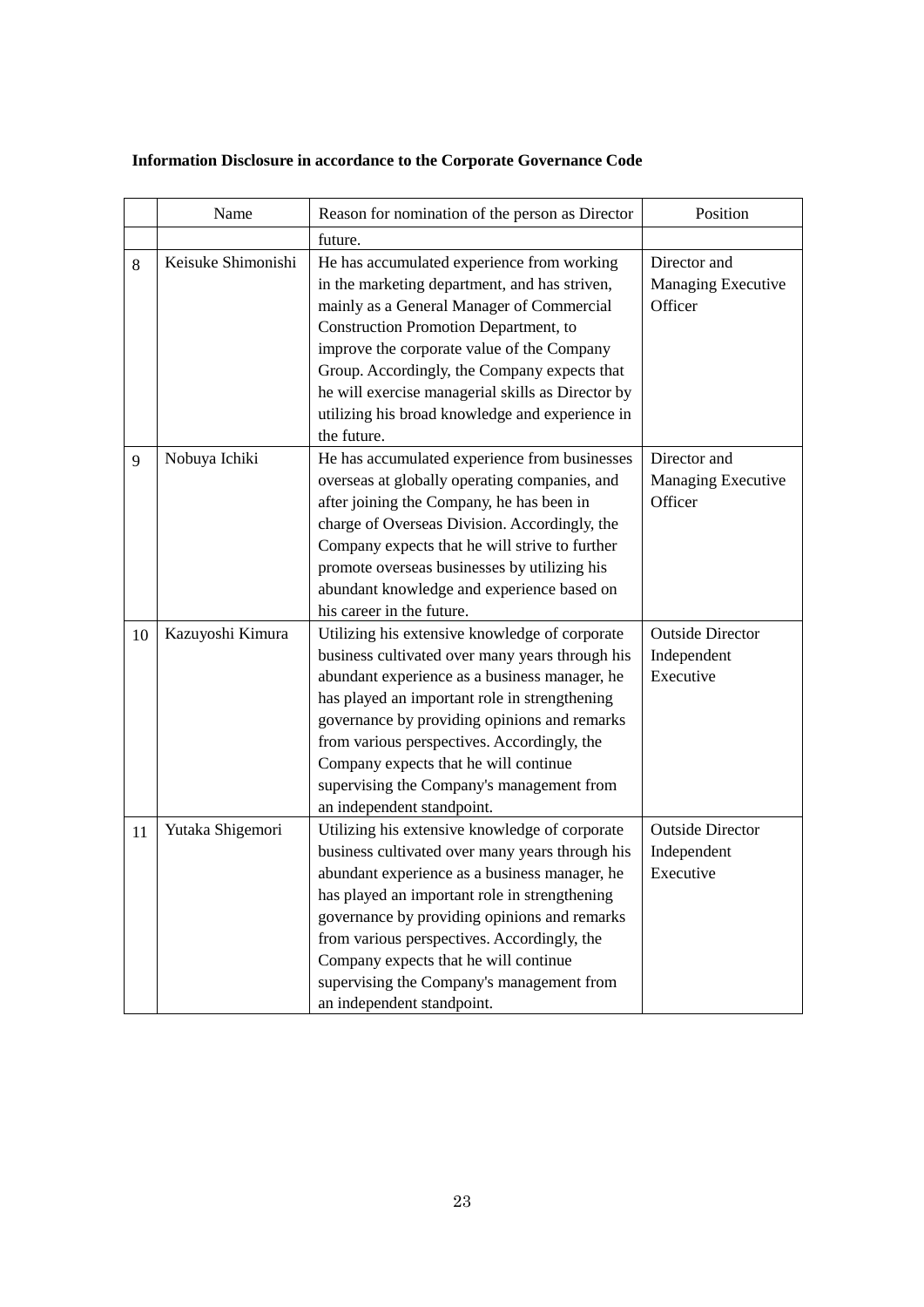**Information Disclosure in accordance to the Corporate Governance Code**

| | Name | Reason for nomination of the person as Director | Position |
|---|---|---|---|
| | | future. | |
| 8 | Keisuke Shimonishi | He has accumulated experience from working in the marketing department, and has striven, mainly as a General Manager of Commercial Construction Promotion Department, to improve the corporate value of the Company Group. Accordingly, the Company expects that he will exercise managerial skills as Director by utilizing his broad knowledge and experience in the future. | Director and Managing Executive Officer |
| 9 | Nobuya Ichiki | He has accumulated experience from businesses overseas at globally operating companies, and after joining the Company, he has been in charge of Overseas Division. Accordingly, the Company expects that he will strive to further promote overseas businesses by utilizing his abundant knowledge and experience based on his career in the future. | Director and Managing Executive Officer |
| 10 | Kazuyoshi Kimura | Utilizing his extensive knowledge of corporate business cultivated over many years through his abundant experience as a business manager, he has played an important role in strengthening governance by providing opinions and remarks from various perspectives. Accordingly, the Company expects that he will continue supervising the Company's management from an independent standpoint. | Outside Director Independent Executive |
| 11 | Yutaka Shigemori | Utilizing his extensive knowledge of corporate business cultivated over many years through his abundant experience as a business manager, he has played an important role in strengthening governance by providing opinions and remarks from various perspectives. Accordingly, the Company expects that he will continue supervising the Company's management from an independent standpoint. | Outside Director Independent Executive |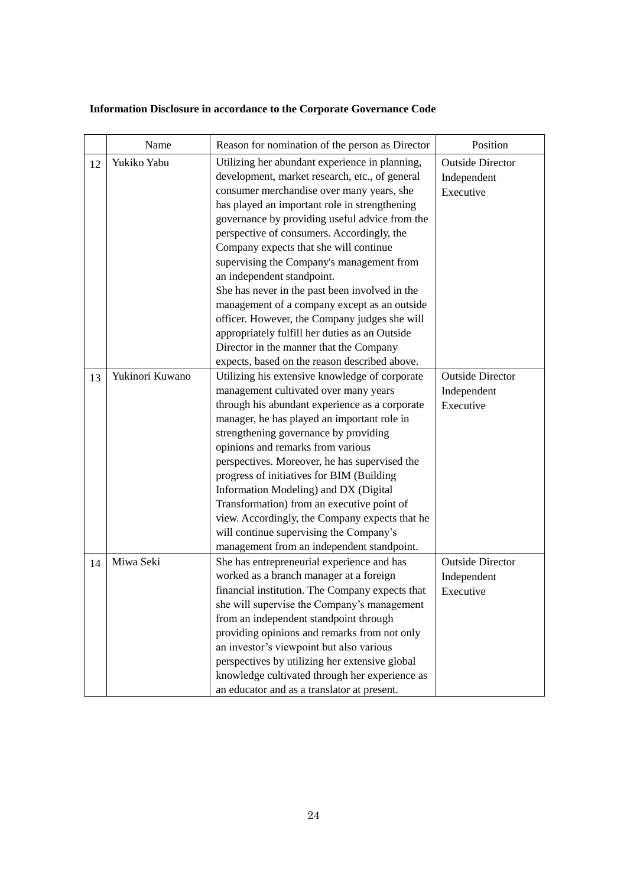**Information Disclosure in accordance to the Corporate Governance Code**

| | Name | Reason for nomination of the person as Director | Position |
|---|---|---|---|
| 12 | Yukiko Yabu | Utilizing her abundant experience in planning, development, market research, etc., of general consumer merchandise over many years, she has played an important role in strengthening governance by providing useful advice from the perspective of consumers. Accordingly, the Company expects that she will continue supervising the Company's management from an independent standpoint.<br>She has never in the past been involved in the management of a company except as an outside officer. However, the Company judges she will appropriately fulfill her duties as an Outside Director in the manner that the Company expects, based on the reason described above. | Outside Director<br>Independent<br>Executive |
| 13 | Yukinori Kuwano | Utilizing his extensive knowledge of corporate management cultivated over many years through his abundant experience as a corporate manager, he has played an important role in strengthening governance by providing opinions and remarks from various perspectives. Moreover, he has supervised the progress of initiatives for BIM (Building Information Modeling) and DX (Digital Transformation) from an executive point of view. Accordingly, the Company expects that he will continue supervising the Company's management from an independent standpoint. | Outside Director<br>Independent<br>Executive |
| 14 | Miwa Seki | She has entrepreneurial experience and has worked as a branch manager at a foreign financial institution. The Company expects that she will supervise the Company's management from an independent standpoint through providing opinions and remarks from not only an investor's viewpoint but also various perspectives by utilizing her extensive global knowledge cultivated through her experience as an educator and as a translator at present. | Outside Director<br>Independent<br>Executive |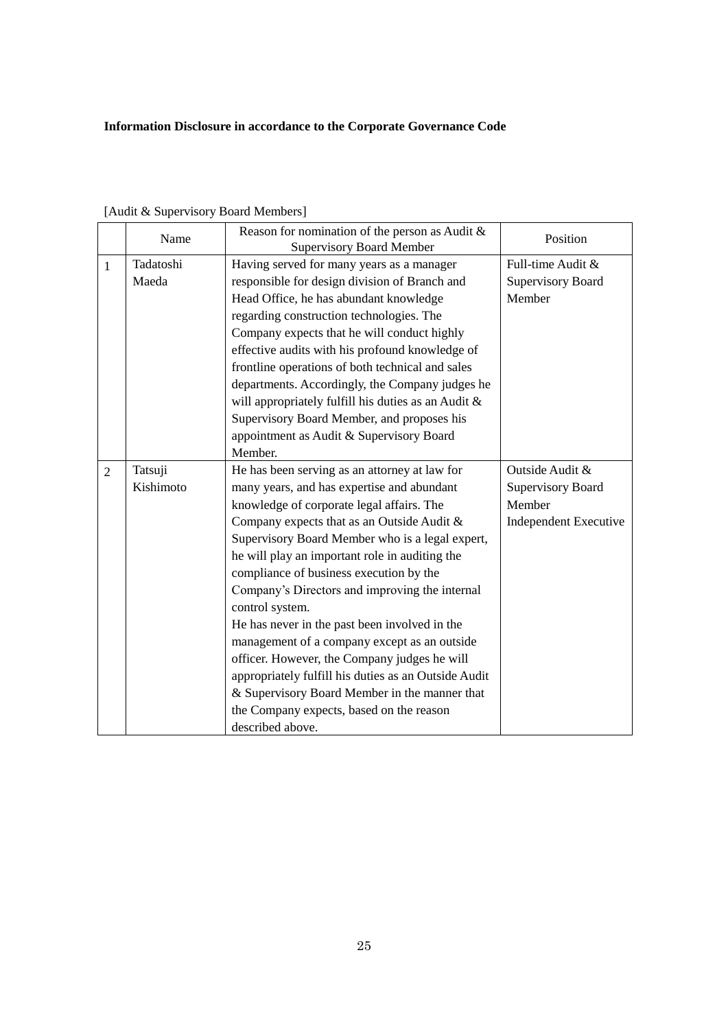**Information Disclosure in accordance to the Corporate Governance Code**

[Audit & Supervisory Board Members]

| | Name | Reason for nomination of the person as Audit & Supervisory Board Member | Position |
|---|---|---|---|
| 1 | Tadatoshi Maeda | Having served for many years as a manager responsible for design division of Branch and Head Office, he has abundant knowledge regarding construction technologies. The Company expects that he will conduct highly effective audits with his profound knowledge of frontline operations of both technical and sales departments. Accordingly, the Company judges he will appropriately fulfill his duties as an Audit & Supervisory Board Member, and proposes his appointment as Audit & Supervisory Board Member. | Full-time Audit & Supervisory Board Member |
| 2 | Tatsuji Kishimoto | He has been serving as an attorney at law for many years, and has expertise and abundant knowledge of corporate legal affairs. The Company expects that as an Outside Audit & Supervisory Board Member who is a legal expert, he will play an important role in auditing the compliance of business execution by the Company's Directors and improving the internal control system.<br>He has never in the past been involved in the management of a company except as an outside officer. However, the Company judges he will appropriately fulfill his duties as an Outside Audit & Supervisory Board Member in the manner that the Company expects, based on the reason described above. | Outside Audit & Supervisory Board Member<br>Independent Executive |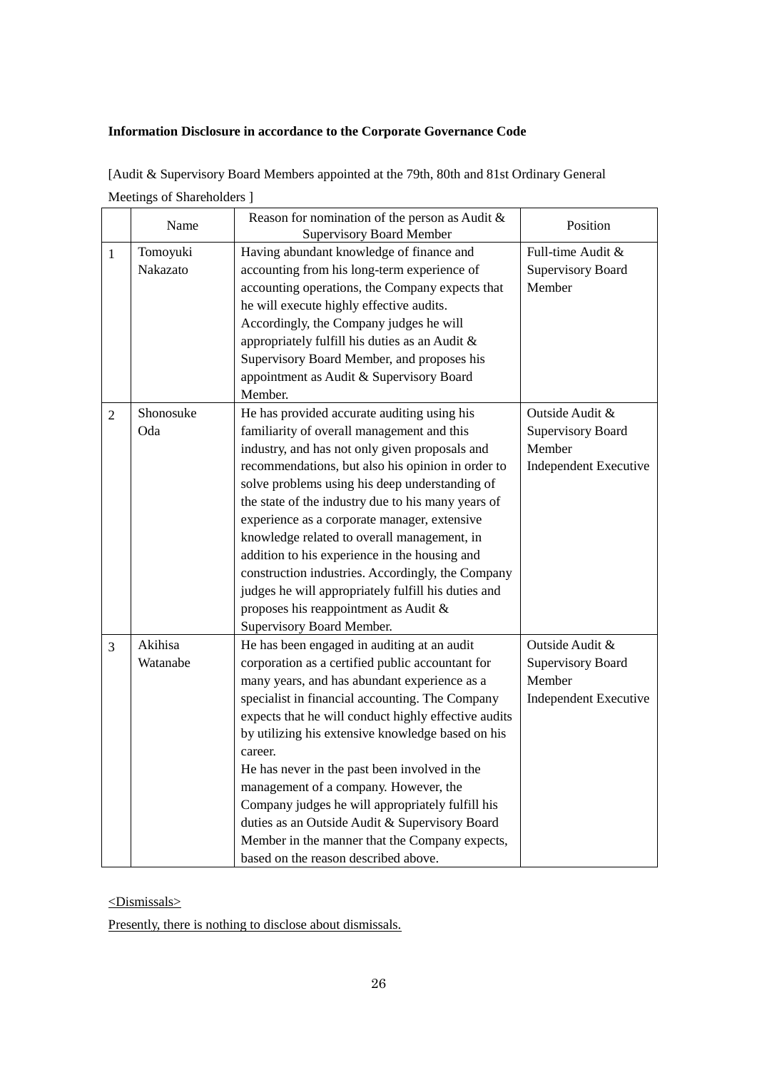**Information Disclosure in accordance to the Corporate Governance Code**

[Audit & Supervisory Board Members appointed at the 79th, 80th and 81st Ordinary General Meetings of Shareholders ]

| | Name | Reason for nomination of the person as Audit & Supervisory Board Member | Position |
|---|---|---|---|
| 1 | Tomoyuki Nakazato | Having abundant knowledge of finance and accounting from his long-term experience of accounting operations, the Company expects that he will execute highly effective audits. Accordingly, the Company judges he will appropriately fulfill his duties as an Audit & Supervisory Board Member, and proposes his appointment as Audit & Supervisory Board Member. | Full-time Audit & Supervisory Board Member |
| 2 | Shonosuke Oda | He has provided accurate auditing using his familiarity of overall management and this industry, and has not only given proposals and recommendations, but also his opinion in order to solve problems using his deep understanding of the state of the industry due to his many years of experience as a corporate manager, extensive knowledge related to overall management, in addition to his experience in the housing and construction industries. Accordingly, the Company judges he will appropriately fulfill his duties and proposes his reappointment as Audit & Supervisory Board Member. | Outside Audit & Supervisory Board Member<br>Independent Executive |
| 3 | Akihisa Watanabe | He has been engaged in auditing at an audit corporation as a certified public accountant for many years, and has abundant experience as a specialist in financial accounting. The Company expects that he will conduct highly effective audits by utilizing his extensive knowledge based on his career.<br>He has never in the past been involved in the management of a company. However, the Company judges he will appropriately fulfill his duties as an Outside Audit & Supervisory Board Member in the manner that the Company expects, based on the reason described above. | Outside Audit & Supervisory Board Member<br>Independent Executive |

<ins><Dismissals></ins>

<ins>Presently, there is nothing to disclose about dismissals.</ins>